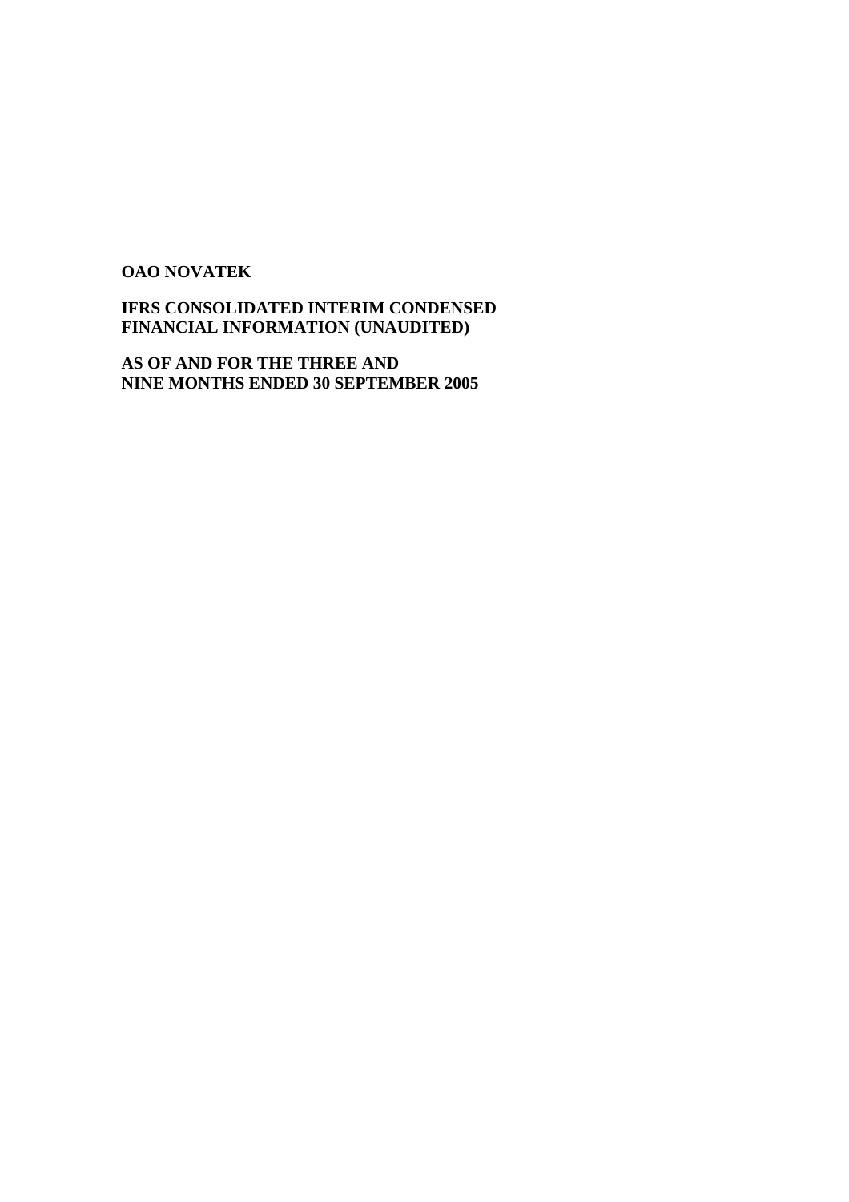**OAO NOVATEK**

**IFRS CONSOLIDATED INTERIM CONDENSED FINANCIAL INFORMATION (UNAUDITED)**

**AS OF AND FOR THE THREE AND NINE MONTHS ENDED 30 SEPTEMBER 2005**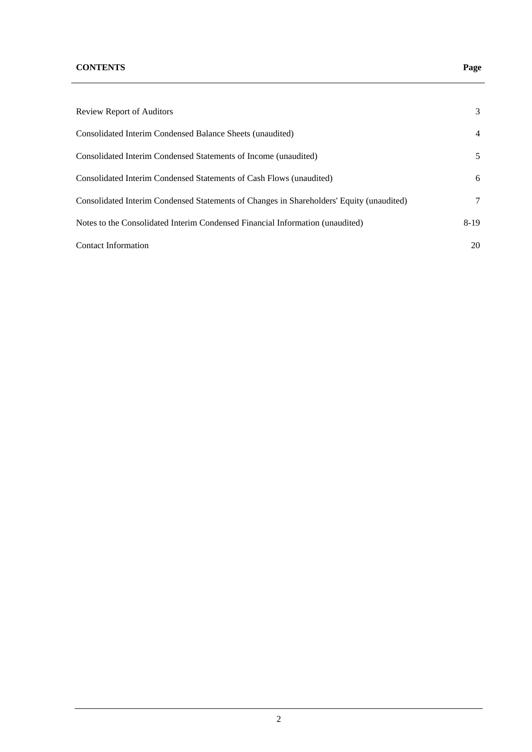| **CONTENTS** | **Page** |
| --- | --- |
| Review Report of Auditors | 3 |
| Consolidated Interim Condensed Balance Sheets (unaudited) | 4 |
| Consolidated Interim Condensed Statements of Income (unaudited) | 5 |
| Consolidated Interim Condensed Statements of Cash Flows (unaudited) | 6 |
| Consolidated Interim Condensed Statements of Changes in Shareholders' Equity (unaudited) | 7 |
| Notes to the Consolidated Interim Condensed Financial Information (unaudited) | 8-19 |
| Contact Information | 20 |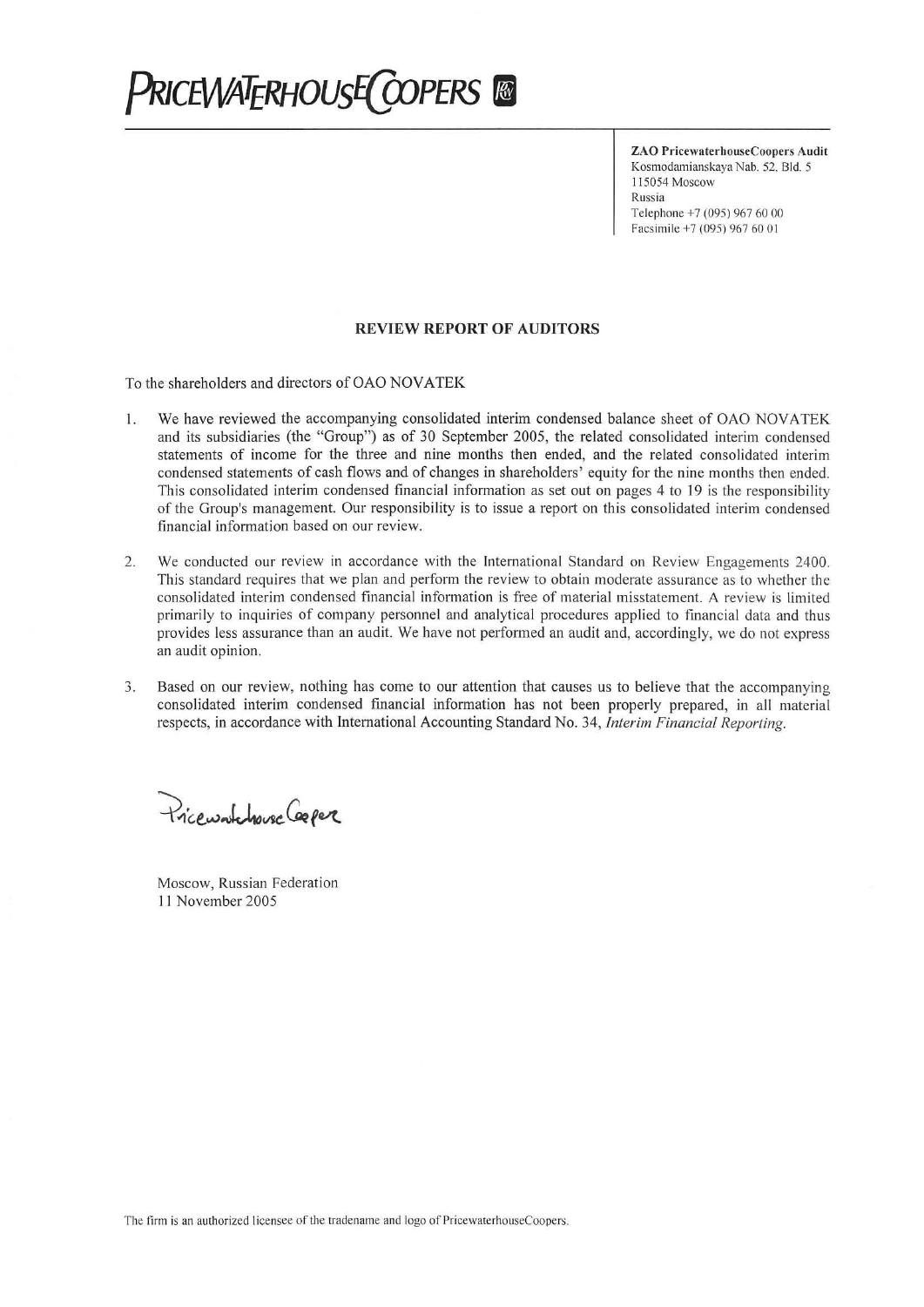**PRICEWATERHOUSECOOPERS**

**ZAO PricewaterhouseCoopers Audit**
Kosmodamianskaya Nab. 52, Bld. 5
115054 Moscow
Russia
Telephone +7 (095) 967 60 00
Facsimile +7 (095) 967 60 01

## REVIEW REPORT OF AUDITORS

To the shareholders and directors of OAO NOVATEK

1. We have reviewed the accompanying consolidated interim condensed balance sheet of OAO NOVATEK and its subsidiaries (the "Group") as of 30 September 2005, the related consolidated interim condensed statements of income for the three and nine months then ended, and the related consolidated interim condensed statements of cash flows and of changes in shareholders' equity for the nine months then ended. This consolidated interim condensed financial information as set out on pages 4 to 19 is the responsibility of the Group's management. Our responsibility is to issue a report on this consolidated interim condensed financial information based on our review.

2. We conducted our review in accordance with the International Standard on Review Engagements 2400. This standard requires that we plan and perform the review to obtain moderate assurance as to whether the consolidated interim condensed financial information is free of material misstatement. A review is limited primarily to inquiries of company personnel and analytical procedures applied to financial data and thus provides less assurance than an audit. We have not performed an audit and, accordingly, we do not express an audit opinion.

3. Based on our review, nothing has come to our attention that causes us to believe that the accompanying consolidated interim condensed financial information has not been properly prepared, in all material respects, in accordance with International Accounting Standard No. 34, *Interim Financial Reporting*.

PricewaterhouseCoopers

Moscow, Russian Federation
11 November 2005

The firm is an authorized licensee of the tradename and logo of PricewaterhouseCoopers.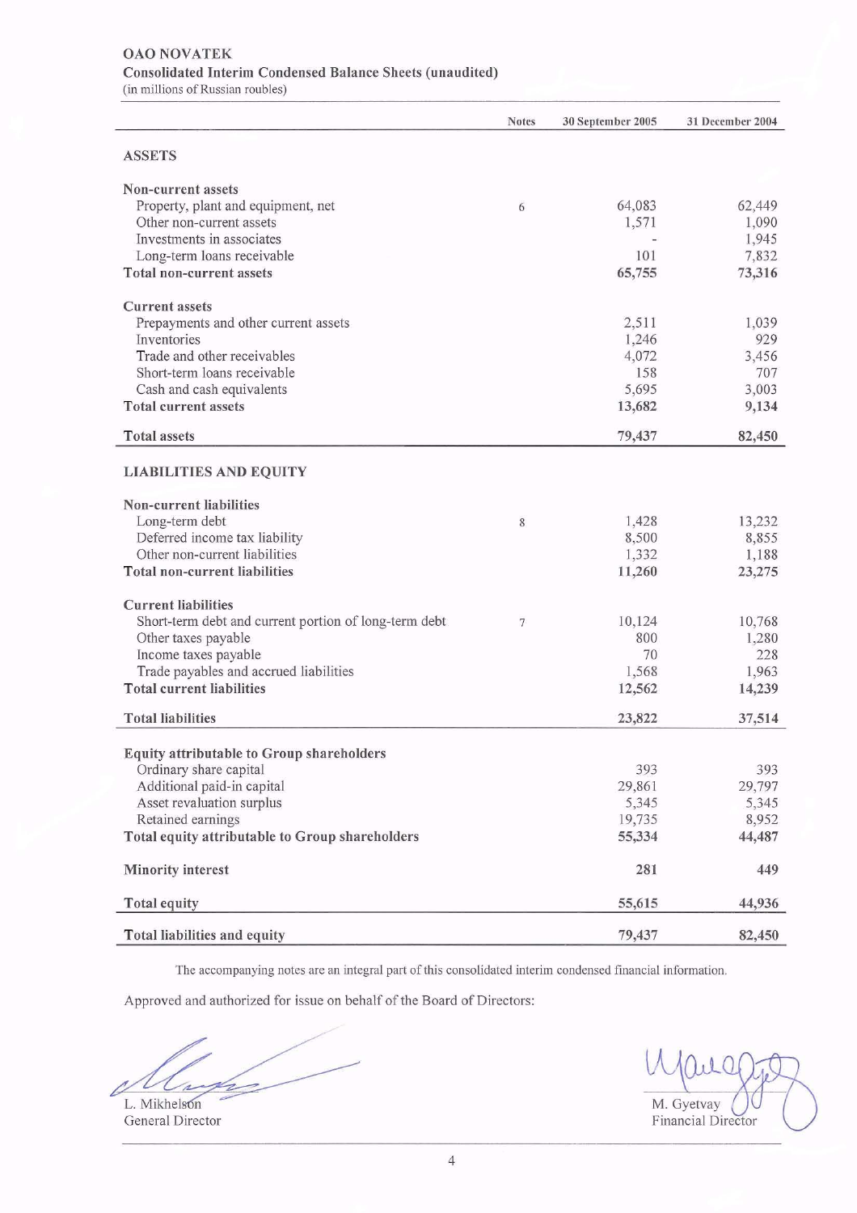# OAO NOVATEK

## Consolidated Interim Condensed Balance Sheets (unaudited)

(in millions of Russian roubles)

| | Notes | 30 September 2005 | 31 December 2004 |
|---|---|---|---|
| **ASSETS** | | | |
| **Non-current assets** | | | |
| Property, plant and equipment, net | 6 | 64,083 | 62,449 |
| Other non-current assets | | 1,571 | 1,090 |
| Investments in associates | | - | 1,945 |
| Long-term loans receivable | | 101 | 7,832 |
| **Total non-current assets** | | **65,755** | **73,316** |
| **Current assets** | | | |
| Prepayments and other current assets | | 2,511 | 1,039 |
| Inventories | | 1,246 | 929 |
| Trade and other receivables | | 4,072 | 3,456 |
| Short-term loans receivable | | 158 | 707 |
| Cash and cash equivalents | | 5,695 | 3,003 |
| **Total current assets** | | **13,682** | **9,134** |
| **Total assets** | | **79,437** | **82,450** |
| **LIABILITIES AND EQUITY** | | | |
| **Non-current liabilities** | | | |
| Long-term debt | 8 | 1,428 | 13,232 |
| Deferred income tax liability | | 8,500 | 8,855 |
| Other non-current liabilities | | 1,332 | 1,188 |
| **Total non-current liabilities** | | **11,260** | **23,275** |
| **Current liabilities** | | | |
| Short-term debt and current portion of long-term debt | 7 | 10,124 | 10,768 |
| Other taxes payable | | 800 | 1,280 |
| Income taxes payable | | 70 | 228 |
| Trade payables and accrued liabilities | | 1,568 | 1,963 |
| **Total current liabilities** | | **12,562** | **14,239** |
| **Total liabilities** | | **23,822** | **37,514** |
| **Equity attributable to Group shareholders** | | | |
| Ordinary share capital | | 393 | 393 |
| Additional paid-in capital | | 29,861 | 29,797 |
| Asset revaluation surplus | | 5,345 | 5,345 |
| Retained earnings | | 19,735 | 8,952 |
| **Total equity attributable to Group shareholders** | | **55,334** | **44,487** |
| **Minority interest** | | **281** | **449** |
| **Total equity** | | **55,615** | **44,936** |
| **Total liabilities and equity** | | **79,437** | **82,450** |

The accompanying notes are an integral part of this consolidated interim condensed financial information.

Approved and authorized for issue on behalf of the Board of Directors:

L. Mikhelson
General Director

M. Gyetvay
Financial Director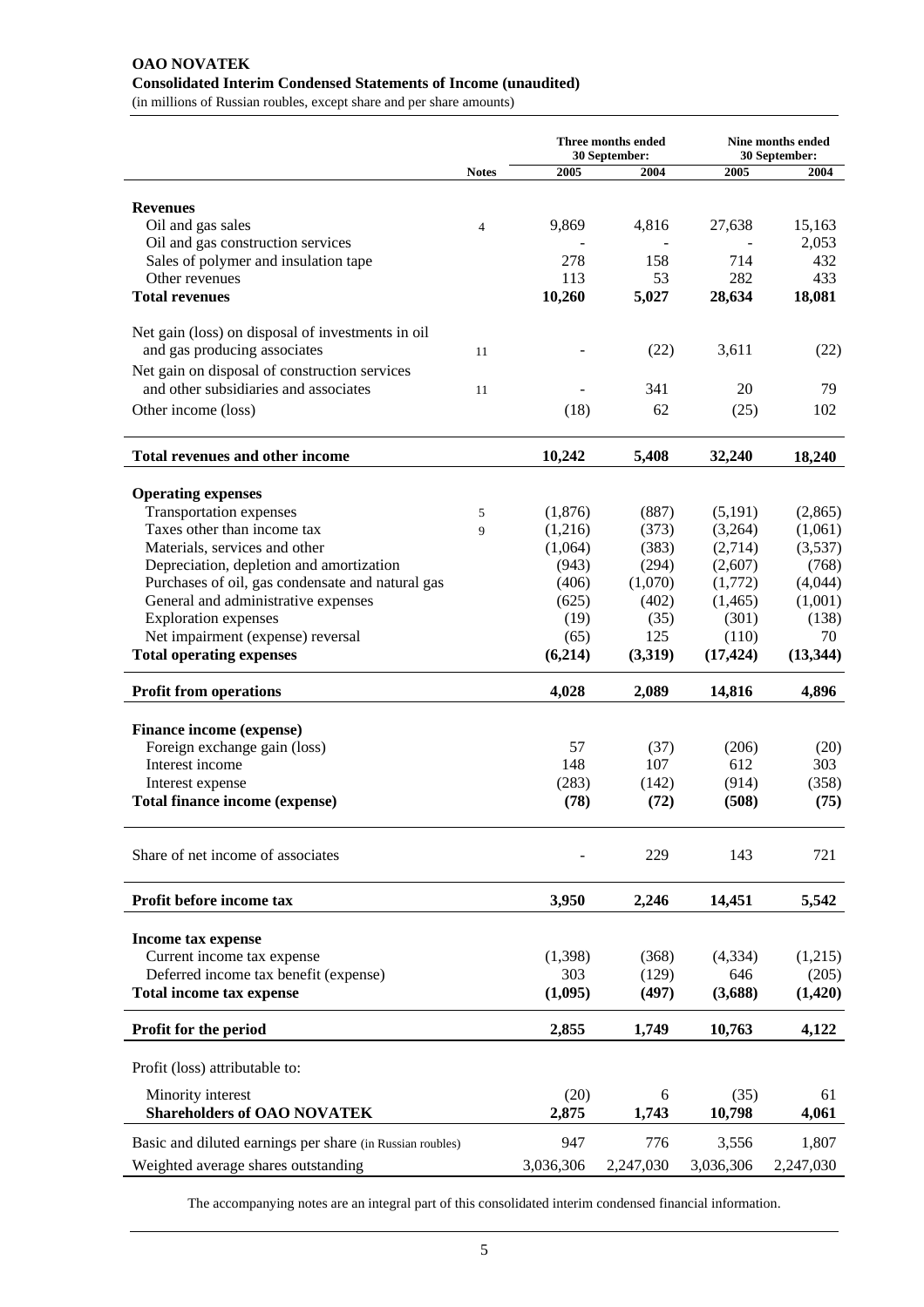**OAO NOVATEK**
**Consolidated Interim Condensed Statements of Income (unaudited)**
(in millions of Russian roubles, except share and per share amounts)

| | Notes | Three months ended 30 September: | | Nine months ended 30 September: | |
|---|---|---|---|---|---|
| | | 2005 | 2004 | 2005 | 2004 |
| **Revenues** | | | | | |
| Oil and gas sales | 4 | 9,869 | 4,816 | 27,638 | 15,163 |
| Oil and gas construction services | | - | - | - | 2,053 |
| Sales of polymer and insulation tape | | 278 | 158 | 714 | 432 |
| Other revenues | | 113 | 53 | 282 | 433 |
| **Total revenues** | | **10,260** | **5,027** | **28,634** | **18,081** |
| Net gain (loss) on disposal of investments in oil and gas producing associates | 11 | - | (22) | 3,611 | (22) |
| Net gain on disposal of construction services and other subsidiaries and associates | 11 | - | 341 | 20 | 79 |
| Other income (loss) | | (18) | 62 | (25) | 102 |
| **Total revenues and other income** | | **10,242** | **5,408** | **32,240** | **18,240** |
| **Operating expenses** | | | | | |
| Transportation expenses | 5 | (1,876) | (887) | (5,191) | (2,865) |
| Taxes other than income tax | 9 | (1,216) | (373) | (3,264) | (1,061) |
| Materials, services and other | | (1,064) | (383) | (2,714) | (3,537) |
| Depreciation, depletion and amortization | | (943) | (294) | (2,607) | (768) |
| Purchases of oil, gas condensate and natural gas | | (406) | (1,070) | (1,772) | (4,044) |
| General and administrative expenses | | (625) | (402) | (1,465) | (1,001) |
| Exploration expenses | | (19) | (35) | (301) | (138) |
| Net impairment (expense) reversal | | (65) | 125 | (110) | 70 |
| **Total operating expenses** | | **(6,214)** | **(3,319)** | **(17,424)** | **(13,344)** |
| **Profit from operations** | | **4,028** | **2,089** | **14,816** | **4,896** |
| **Finance income (expense)** | | | | | |
| Foreign exchange gain (loss) | | 57 | (37) | (206) | (20) |
| Interest income | | 148 | 107 | 612 | 303 |
| Interest expense | | (283) | (142) | (914) | (358) |
| **Total finance income (expense)** | | **(78)** | **(72)** | **(508)** | **(75)** |
| Share of net income of associates | | - | 229 | 143 | 721 |
| **Profit before income tax** | | **3,950** | **2,246** | **14,451** | **5,542** |
| **Income tax expense** | | | | | |
| Current income tax expense | | (1,398) | (368) | (4,334) | (1,215) |
| Deferred income tax benefit (expense) | | 303 | (129) | 646 | (205) |
| **Total income tax expense** | | **(1,095)** | **(497)** | **(3,688)** | **(1,420)** |
| **Profit for the period** | | **2,855** | **1,749** | **10,763** | **4,122** |
| Profit (loss) attributable to: | | | | | |
| Minority interest | | (20) | 6 | (35) | 61 |
| **Shareholders of OAO NOVATEK** | | **2,875** | **1,743** | **10,798** | **4,061** |
| Basic and diluted earnings per share (in Russian roubles) | | 947 | 776 | 3,556 | 1,807 |
| Weighted average shares outstanding | | 3,036,306 | 2,247,030 | 3,036,306 | 2,247,030 |

The accompanying notes are an integral part of this consolidated interim condensed financial information.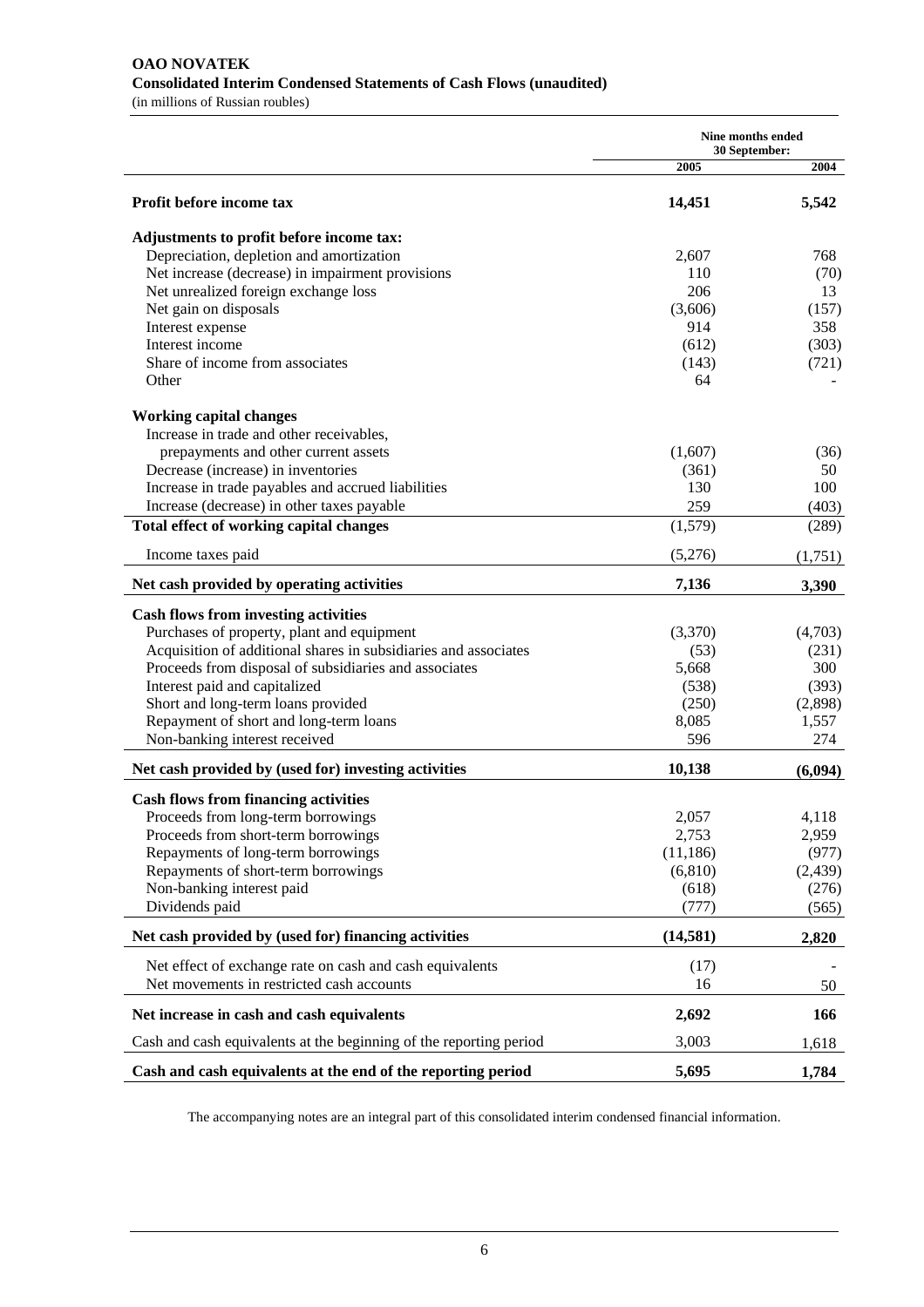**OAO NOVATEK**
**Consolidated Interim Condensed Statements of Cash Flows (unaudited)**
(in millions of Russian roubles)

| | Nine months ended 30 September: | |
|---|---|---|
| | **2005** | **2004** |
| **Profit before income tax** | **14,451** | **5,542** |
| **Adjustments to profit before income tax:** | | |
| Depreciation, depletion and amortization | 2,607 | 768 |
| Net increase (decrease) in impairment provisions | 110 | (70) |
| Net unrealized foreign exchange loss | 206 | 13 |
| Net gain on disposals | (3,606) | (157) |
| Interest expense | 914 | 358 |
| Interest income | (612) | (303) |
| Share of income from associates | (143) | (721) |
| Other | 64 | - |
| **Working capital changes** | | |
| Increase in trade and other receivables, prepayments and other current assets | (1,607) | (36) |
| Decrease (increase) in inventories | (361) | 50 |
| Increase in trade payables and accrued liabilities | 130 | 100 |
| Increase (decrease) in other taxes payable | 259 | (403) |
| **Total effect of working capital changes** | (1,579) | (289) |
| Income taxes paid | (5,276) | (1,751) |
| **Net cash provided by operating activities** | **7,136** | **3,390** |
| **Cash flows from investing activities** | | |
| Purchases of property, plant and equipment | (3,370) | (4,703) |
| Acquisition of additional shares in subsidiaries and associates | (53) | (231) |
| Proceeds from disposal of subsidiaries and associates | 5,668 | 300 |
| Interest paid and capitalized | (538) | (393) |
| Short and long-term loans provided | (250) | (2,898) |
| Repayment of short and long-term loans | 8,085 | 1,557 |
| Non-banking interest received | 596 | 274 |
| **Net cash provided by (used for) investing activities** | **10,138** | **(6,094)** |
| **Cash flows from financing activities** | | |
| Proceeds from long-term borrowings | 2,057 | 4,118 |
| Proceeds from short-term borrowings | 2,753 | 2,959 |
| Repayments of long-term borrowings | (11,186) | (977) |
| Repayments of short-term borrowings | (6,810) | (2,439) |
| Non-banking interest paid | (618) | (276) |
| Dividends paid | (777) | (565) |
| **Net cash provided by (used for) financing activities** | **(14,581)** | **2,820** |
| Net effect of exchange rate on cash and cash equivalents | (17) | - |
| Net movements in restricted cash accounts | 16 | 50 |
| **Net increase in cash and cash equivalents** | **2,692** | **166** |
| Cash and cash equivalents at the beginning of the reporting period | 3,003 | 1,618 |
| **Cash and cash equivalents at the end of the reporting period** | **5,695** | **1,784** |

The accompanying notes are an integral part of this consolidated interim condensed financial information.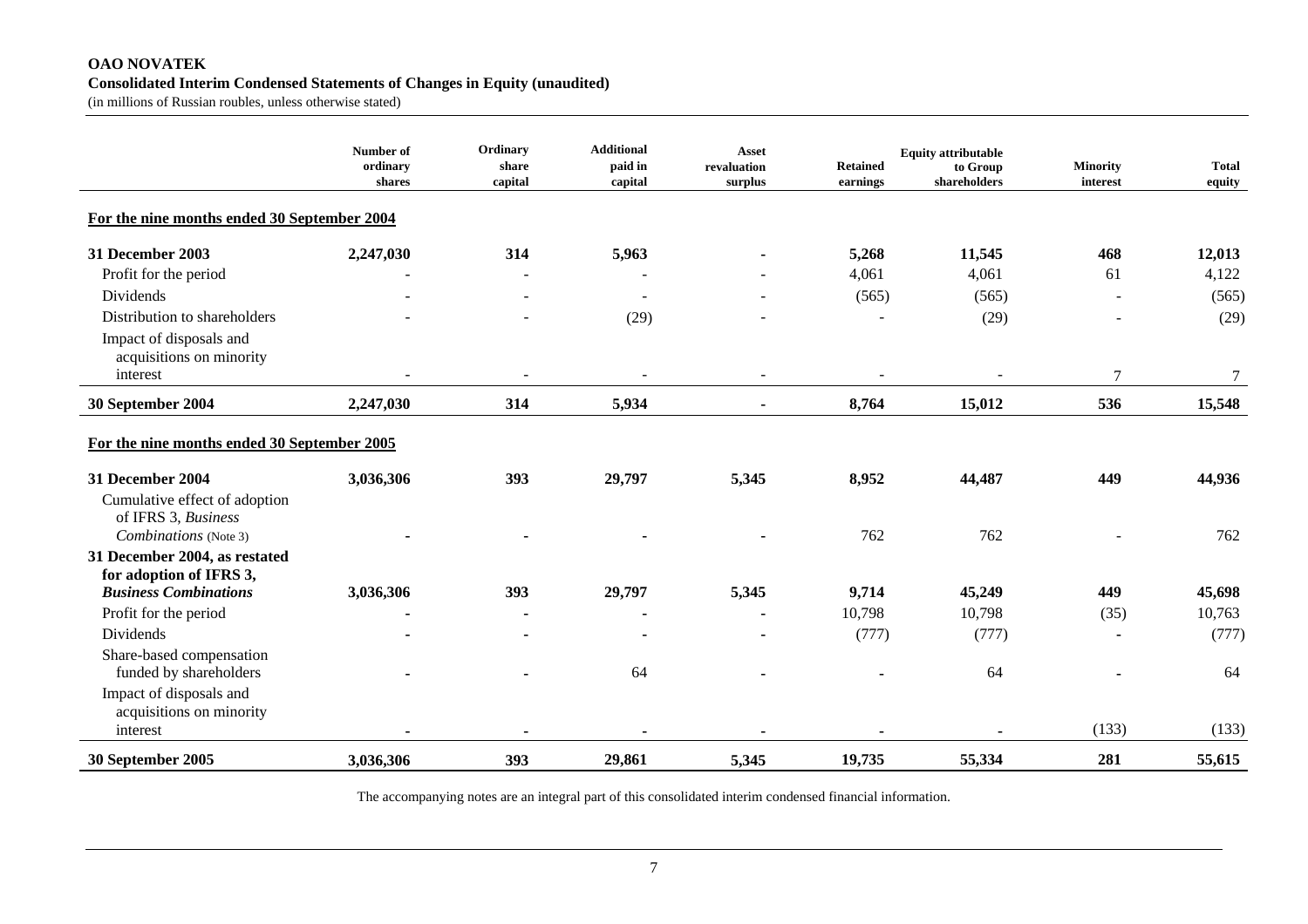**OAO NOVATEK**
**Consolidated Interim Condensed Statements of Changes in Equity (unaudited)**
(in millions of Russian roubles, unless otherwise stated)

| | Number of ordinary shares | Ordinary share capital | Additional paid in capital | Asset revaluation surplus | Retained earnings | Equity attributable to Group shareholders | Minority interest | Total equity |
|---|---|---|---|---|---|---|---|---|
| **For the nine months ended 30 September 2004** | | | | | | | | |
| **31 December 2003** | **2,247,030** | **314** | **5,963** | **-** | **5,268** | **11,545** | **468** | **12,013** |
| Profit for the period | - | - | - | - | 4,061 | 4,061 | 61 | 4,122 |
| Dividends | - | - | - | - | (565) | (565) | - | (565) |
| Distribution to shareholders | - | - | (29) | - | - | (29) | - | (29) |
| Impact of disposals and acquisitions on minority interest | - | - | - | - | - | - | 7 | 7 |
| **30 September 2004** | **2,247,030** | **314** | **5,934** | **-** | **8,764** | **15,012** | **536** | **15,548** |
| **For the nine months ended 30 September 2005** | | | | | | | | |
| **31 December 2004** | **3,036,306** | **393** | **29,797** | **5,345** | **8,952** | **44,487** | **449** | **44,936** |
| Cumulative effect of adoption of IFRS 3, *Business Combinations* (Note 3) | - | - | - | - | 762 | 762 | - | 762 |
| **31 December 2004, as restated for adoption of IFRS 3, *Business Combinations*** | **3,036,306** | **393** | **29,797** | **5,345** | **9,714** | **45,249** | **449** | **45,698** |
| Profit for the period | - | - | - | - | 10,798 | 10,798 | (35) | 10,763 |
| Dividends | - | - | - | - | (777) | (777) | - | (777) |
| Share-based compensation funded by shareholders | - | - | 64 | - | - | 64 | - | 64 |
| Impact of disposals and acquisitions on minority interest | - | - | - | - | - | - | (133) | (133) |
| **30 September 2005** | **3,036,306** | **393** | **29,861** | **5,345** | **19,735** | **55,334** | **281** | **55,615** |

The accompanying notes are an integral part of this consolidated interim condensed financial information.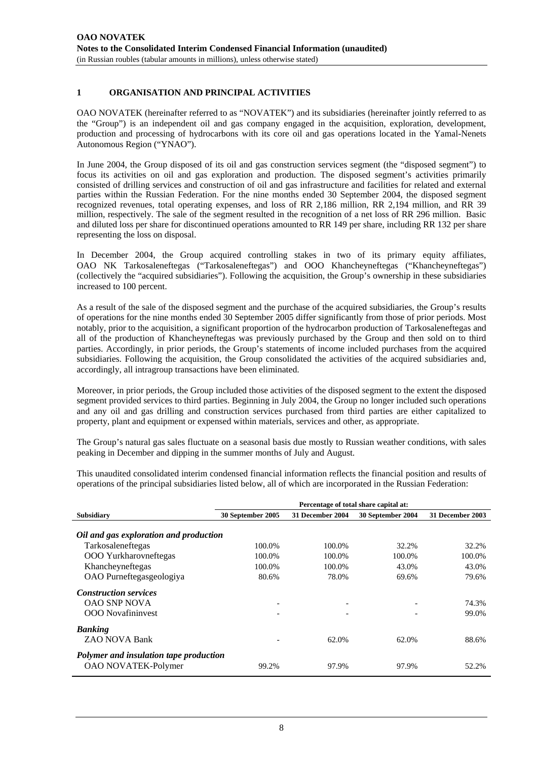## 1 ORGANISATION AND PRINCIPAL ACTIVITIES

OAO NOVATEK (hereinafter referred to as "NOVATEK") and its subsidiaries (hereinafter jointly referred to as the "Group") is an independent oil and gas company engaged in the acquisition, exploration, development, production and processing of hydrocarbons with its core oil and gas operations located in the Yamal-Nenets Autonomous Region ("YNAO").

In June 2004, the Group disposed of its oil and gas construction services segment (the "disposed segment") to focus its activities on oil and gas exploration and production. The disposed segment's activities primarily consisted of drilling services and construction of oil and gas infrastructure and facilities for related and external parties within the Russian Federation. For the nine months ended 30 September 2004, the disposed segment recognized revenues, total operating expenses, and loss of RR 2,186 million, RR 2,194 million, and RR 39 million, respectively. The sale of the segment resulted in the recognition of a net loss of RR 296 million. Basic and diluted loss per share for discontinued operations amounted to RR 149 per share, including RR 132 per share representing the loss on disposal.

In December 2004, the Group acquired controlling stakes in two of its primary equity affiliates, OAO NK Tarkosaleneftegas ("Tarkosaleneftegas") and OOO Khancheyneftegas ("Khancheyneftegas") (collectively the "acquired subsidiaries"). Following the acquisition, the Group's ownership in these subsidiaries increased to 100 percent.

As a result of the sale of the disposed segment and the purchase of the acquired subsidiaries, the Group's results of operations for the nine months ended 30 September 2005 differ significantly from those of prior periods. Most notably, prior to the acquisition, a significant proportion of the hydrocarbon production of Tarkosaleneftegas and all of the production of Khancheyneftegas was previously purchased by the Group and then sold on to third parties. Accordingly, in prior periods, the Group's statements of income included purchases from the acquired subsidiaries. Following the acquisition, the Group consolidated the activities of the acquired subsidiaries and, accordingly, all intragroup transactions have been eliminated.

Moreover, in prior periods, the Group included those activities of the disposed segment to the extent the disposed segment provided services to third parties. Beginning in July 2004, the Group no longer included such operations and any oil and gas drilling and construction services purchased from third parties are either capitalized to property, plant and equipment or expensed within materials, services and other, as appropriate.

The Group's natural gas sales fluctuate on a seasonal basis due mostly to Russian weather conditions, with sales peaking in December and dipping in the summer months of July and August.

This unaudited consolidated interim condensed financial information reflects the financial position and results of operations of the principal subsidiaries listed below, all of which are incorporated in the Russian Federation:

| | Percentage of total share capital at: | | | |
|---|---|---|---|---|
| **Subsidiary** | **30 September 2005** | **31 December 2004** | **30 September 2004** | **31 December 2003** |
| ***Oil and gas exploration and production*** | | | | |
| Tarkosaleneftegas | 100.0% | 100.0% | 32.2% | 32.2% |
| OOO Yurkharovneftegas | 100.0% | 100.0% | 100.0% | 100.0% |
| Khancheyneftegas | 100.0% | 100.0% | 43.0% | 43.0% |
| OAO Purneftegasgeologiya | 80.6% | 78.0% | 69.6% | 79.6% |
| ***Construction services*** | | | | |
| OAO SNP NOVA | - | - | - | 74.3% |
| OOO Novafininvest | - | - | - | 99.0% |
| ***Banking*** | | | | |
| ZAO NOVA Bank | - | 62.0% | 62.0% | 88.6% |
| ***Polymer and insulation tape production*** | | | | |
| OAO NOVATEK-Polymer | 99.2% | 97.9% | 97.9% | 52.2% |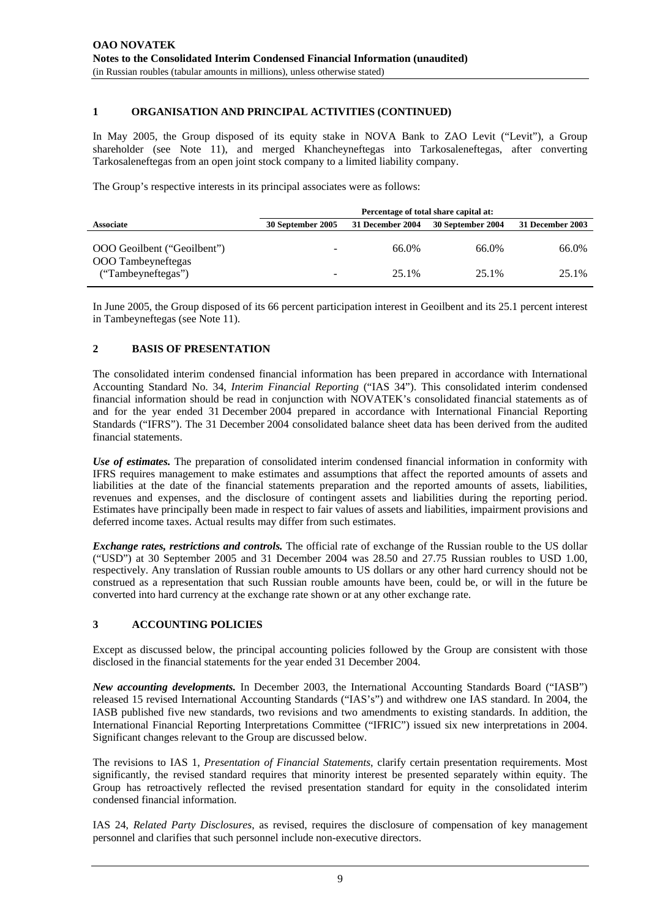## 1 ORGANISATION AND PRINCIPAL ACTIVITIES (CONTINUED)

In May 2005, the Group disposed of its equity stake in NOVA Bank to ZAO Levit ("Levit"), a Group shareholder (see Note 11), and merged Khancheyneftegas into Tarkosaleneftegas, after converting Tarkosaleneftegas from an open joint stock company to a limited liability company.

The Group's respective interests in its principal associates were as follows:

| | Percentage of total share capital at: | | | |
|---|---|---|---|---|
| **Associate** | **30 September 2005** | **31 December 2004** | **30 September 2004** | **31 December 2003** |
| OOO Geoilbent ("Geoilbent") | - | 66.0% | 66.0% | 66.0% |
| OOO Tambeyneftegas ("Tambeyneftegas") | - | 25.1% | 25.1% | 25.1% |

In June 2005, the Group disposed of its 66 percent participation interest in Geoilbent and its 25.1 percent interest in Tambeyneftegas (see Note 11).

## 2 BASIS OF PRESENTATION

The consolidated interim condensed financial information has been prepared in accordance with International Accounting Standard No. 34, *Interim Financial Reporting* ("IAS 34"). This consolidated interim condensed financial information should be read in conjunction with NOVATEK's consolidated financial statements as of and for the year ended 31 December 2004 prepared in accordance with International Financial Reporting Standards ("IFRS"). The 31 December 2004 consolidated balance sheet data has been derived from the audited financial statements.

***Use of estimates.*** The preparation of consolidated interim condensed financial information in conformity with IFRS requires management to make estimates and assumptions that affect the reported amounts of assets and liabilities at the date of the financial statements preparation and the reported amounts of assets, liabilities, revenues and expenses, and the disclosure of contingent assets and liabilities during the reporting period. Estimates have principally been made in respect to fair values of assets and liabilities, impairment provisions and deferred income taxes. Actual results may differ from such estimates.

***Exchange rates, restrictions and controls.*** The official rate of exchange of the Russian rouble to the US dollar ("USD") at 30 September 2005 and 31 December 2004 was 28.50 and 27.75 Russian roubles to USD 1.00, respectively. Any translation of Russian rouble amounts to US dollars or any other hard currency should not be construed as a representation that such Russian rouble amounts have been, could be, or will in the future be converted into hard currency at the exchange rate shown or at any other exchange rate.

## 3 ACCOUNTING POLICIES

Except as discussed below, the principal accounting policies followed by the Group are consistent with those disclosed in the financial statements for the year ended 31 December 2004.

***New accounting developments.*** In December 2003, the International Accounting Standards Board ("IASB") released 15 revised International Accounting Standards ("IAS's") and withdrew one IAS standard. In 2004, the IASB published five new standards, two revisions and two amendments to existing standards. In addition, the International Financial Reporting Interpretations Committee ("IFRIC") issued six new interpretations in 2004. Significant changes relevant to the Group are discussed below.

The revisions to IAS 1, *Presentation of Financial Statements*, clarify certain presentation requirements. Most significantly, the revised standard requires that minority interest be presented separately within equity. The Group has retroactively reflected the revised presentation standard for equity in the consolidated interim condensed financial information.

IAS 24, *Related Party Disclosures*, as revised, requires the disclosure of compensation of key management personnel and clarifies that such personnel include non-executive directors.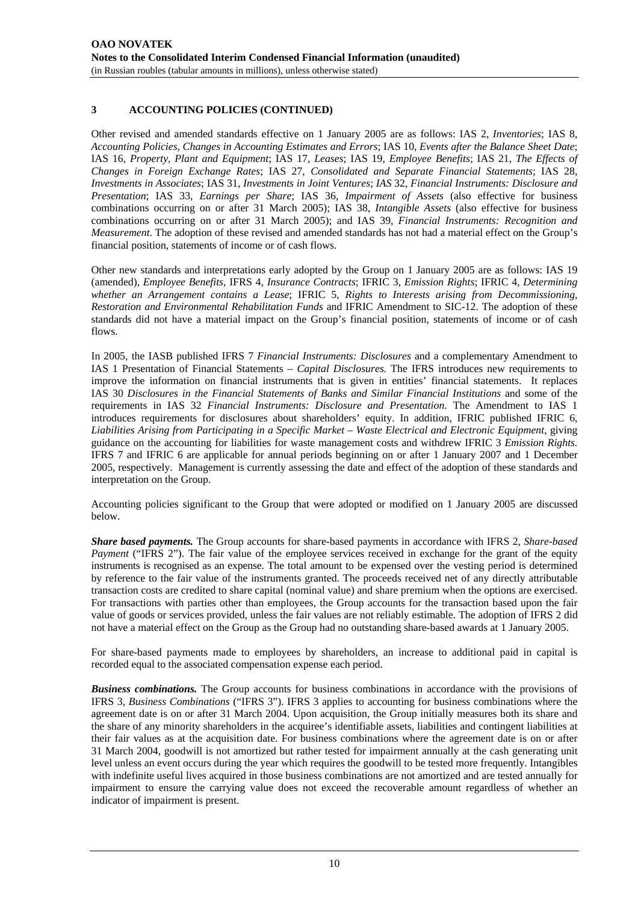## 3 ACCOUNTING POLICIES (CONTINUED)

Other revised and amended standards effective on 1 January 2005 are as follows: IAS 2, *Inventories*; IAS 8, *Accounting Policies, Changes in Accounting Estimates and Errors*; IAS 10, *Events after the Balance Sheet Date*; IAS 16, *Property, Plant and Equipment*; IAS 17, *Leases*; IAS 19, *Employee Benefits*; IAS 21, *The Effects of Changes in Foreign Exchange Rates*; IAS 27, *Consolidated and Separate Financial Statements*; IAS 28, *Investments in Associates*; IAS 31, *Investments in Joint Ventures*; *IAS* 32, *Financial Instruments: Disclosure and Presentation*; IAS 33, *Earnings per Share*; IAS 36, *Impairment of Assets* (also effective for business combinations occurring on or after 31 March 2005); IAS 38, *Intangible Assets* (also effective for business combinations occurring on or after 31 March 2005); and IAS 39, *Financial Instruments: Recognition and Measurement*. The adoption of these revised and amended standards has not had a material effect on the Group's financial position, statements of income or of cash flows.

Other new standards and interpretations early adopted by the Group on 1 January 2005 are as follows: IAS 19 (amended), *Employee Benefits*, IFRS 4, *Insurance Contracts*; IFRIC 3, *Emission Rights*; IFRIC 4, *Determining whether an Arrangement contains a Lease*; IFRIC 5, *Rights to Interests arising from Decommissioning, Restoration and Environmental Rehabilitation Funds* and IFRIC Amendment to SIC-12. The adoption of these standards did not have a material impact on the Group's financial position, statements of income or of cash flows.

In 2005, the IASB published IFRS 7 *Financial Instruments: Disclosures* and a complementary Amendment to IAS 1 Presentation of Financial Statements – *Capital Disclosures.* The IFRS introduces new requirements to improve the information on financial instruments that is given in entities' financial statements. It replaces IAS 30 *Disclosures in the Financial Statements of Banks and Similar Financial Institutions* and some of the requirements in IAS 32 *Financial Instruments: Disclosure and Presentation*. The Amendment to IAS 1 introduces requirements for disclosures about shareholders' equity. In addition, IFRIC published IFRIC 6, *Liabilities Arising from Participating in a Specific Market – Waste Electrical and Electronic Equipment*, giving guidance on the accounting for liabilities for waste management costs and withdrew IFRIC 3 *Emission Rights.* IFRS 7 and IFRIC 6 are applicable for annual periods beginning on or after 1 January 2007 and 1 December 2005, respectively. Management is currently assessing the date and effect of the adoption of these standards and interpretation on the Group.

Accounting policies significant to the Group that were adopted or modified on 1 January 2005 are discussed below.

***Share based payments.*** The Group accounts for share-based payments in accordance with IFRS 2, *Share-based Payment* ("IFRS 2"). The fair value of the employee services received in exchange for the grant of the equity instruments is recognised as an expense. The total amount to be expensed over the vesting period is determined by reference to the fair value of the instruments granted. The proceeds received net of any directly attributable transaction costs are credited to share capital (nominal value) and share premium when the options are exercised. For transactions with parties other than employees, the Group accounts for the transaction based upon the fair value of goods or services provided, unless the fair values are not reliably estimable. The adoption of IFRS 2 did not have a material effect on the Group as the Group had no outstanding share-based awards at 1 January 2005.

For share-based payments made to employees by shareholders, an increase to additional paid in capital is recorded equal to the associated compensation expense each period.

***Business combinations.*** The Group accounts for business combinations in accordance with the provisions of IFRS 3, *Business Combinations* ("IFRS 3"). IFRS 3 applies to accounting for business combinations where the agreement date is on or after 31 March 2004. Upon acquisition, the Group initially measures both its share and the share of any minority shareholders in the acquiree's identifiable assets, liabilities and contingent liabilities at their fair values as at the acquisition date. For business combinations where the agreement date is on or after 31 March 2004, goodwill is not amortized but rather tested for impairment annually at the cash generating unit level unless an event occurs during the year which requires the goodwill to be tested more frequently. Intangibles with indefinite useful lives acquired in those business combinations are not amortized and are tested annually for impairment to ensure the carrying value does not exceed the recoverable amount regardless of whether an indicator of impairment is present.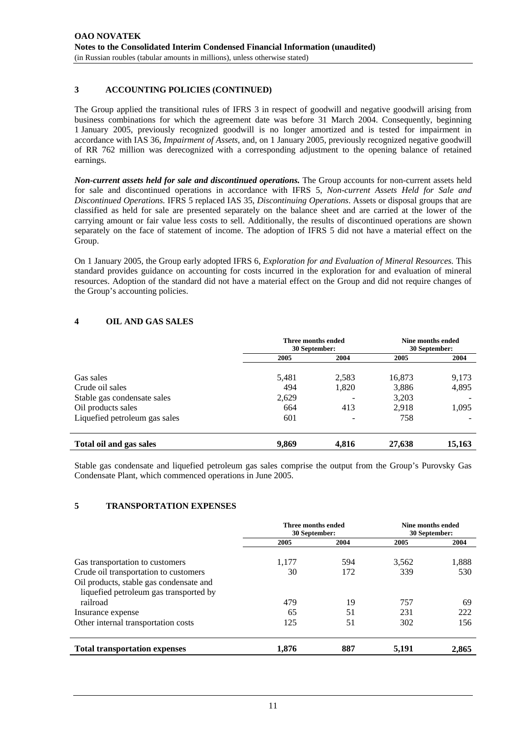## 3 ACCOUNTING POLICIES (CONTINUED)

The Group applied the transitional rules of IFRS 3 in respect of goodwill and negative goodwill arising from business combinations for which the agreement date was before 31 March 2004. Consequently, beginning 1 January 2005, previously recognized goodwill is no longer amortized and is tested for impairment in accordance with IAS 36, *Impairment of Assets*, and, on 1 January 2005, previously recognized negative goodwill of RR 762 million was derecognized with a corresponding adjustment to the opening balance of retained earnings.

***Non-current assets held for sale and discontinued operations.*** The Group accounts for non-current assets held for sale and discontinued operations in accordance with IFRS 5, *Non-current Assets Held for Sale and Discontinued Operations.* IFRS 5 replaced IAS 35, *Discontinuing Operations*. Assets or disposal groups that are classified as held for sale are presented separately on the balance sheet and are carried at the lower of the carrying amount or fair value less costs to sell. Additionally, the results of discontinued operations are shown separately on the face of statement of income. The adoption of IFRS 5 did not have a material effect on the Group.

On 1 January 2005, the Group early adopted IFRS 6, *Exploration for and Evaluation of Mineral Resources.* This standard provides guidance on accounting for costs incurred in the exploration for and evaluation of mineral resources. Adoption of the standard did not have a material effect on the Group and did not require changes of the Group's accounting policies.

## 4 OIL AND GAS SALES

| | Three months ended 30 September: | | Nine months ended 30 September: | |
|---|---|---|---|---|
| | 2005 | 2004 | 2005 | 2004 |
| Gas sales | 5,481 | 2,583 | 16,873 | 9,173 |
| Crude oil sales | 494 | 1,820 | 3,886 | 4,895 |
| Stable gas condensate sales | 2,629 | - | 3,203 | - |
| Oil products sales | 664 | 413 | 2,918 | 1,095 |
| Liquefied petroleum gas sales | 601 | - | 758 | - |
| **Total oil and gas sales** | **9,869** | **4,816** | **27,638** | **15,163** |

Stable gas condensate and liquefied petroleum gas sales comprise the output from the Group's Purovsky Gas Condensate Plant, which commenced operations in June 2005.

## 5 TRANSPORTATION EXPENSES

| | Three months ended 30 September: | | Nine months ended 30 September: | |
|---|---|---|---|---|
| | 2005 | 2004 | 2005 | 2004 |
| Gas transportation to customers | 1,177 | 594 | 3,562 | 1,888 |
| Crude oil transportation to customers | 30 | 172 | 339 | 530 |
| Oil products, stable gas condensate and liquefied petroleum gas transported by railroad | 479 | 19 | 757 | 69 |
| Insurance expense | 65 | 51 | 231 | 222 |
| Other internal transportation costs | 125 | 51 | 302 | 156 |
| **Total transportation expenses** | **1,876** | **887** | **5,191** | **2,865** |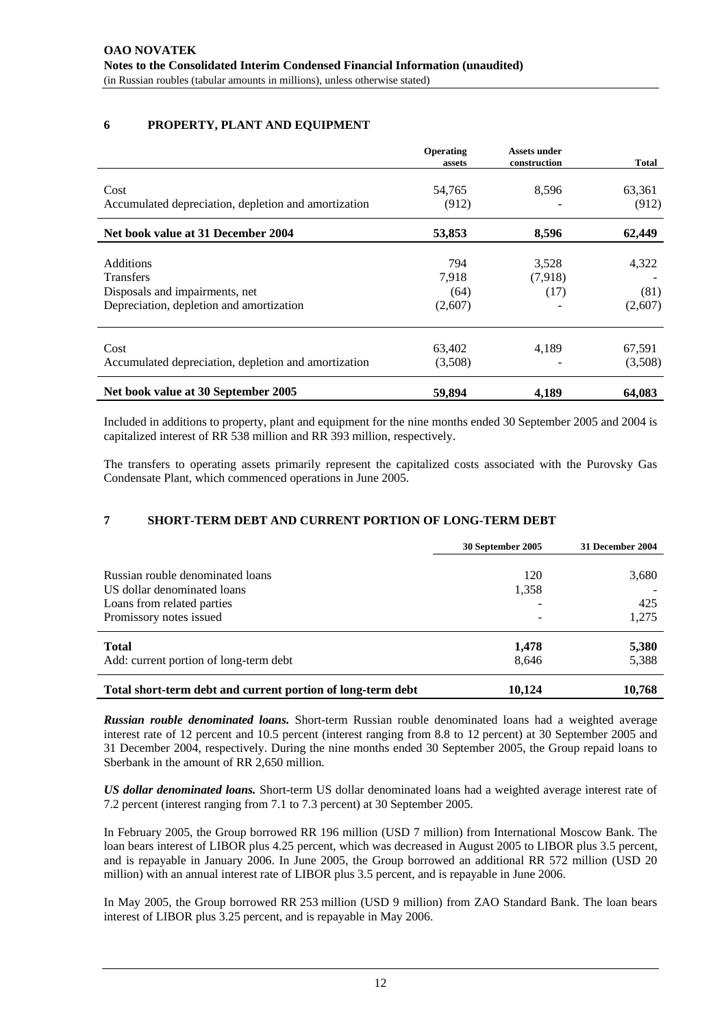## 6 PROPERTY, PLANT AND EQUIPMENT

| | Operating assets | Assets under construction | Total |
|---|---|---|---|
| Cost | 54,765 | 8,596 | 63,361 |
| Accumulated depreciation, depletion and amortization | (912) | - | (912) |
| **Net book value at 31 December 2004** | **53,853** | **8,596** | **62,449** |
| Additions | 794 | 3,528 | 4,322 |
| Transfers | 7,918 | (7,918) | - |
| Disposals and impairments, net | (64) | (17) | (81) |
| Depreciation, depletion and amortization | (2,607) | - | (2,607) |
| Cost | 63,402 | 4,189 | 67,591 |
| Accumulated depreciation, depletion and amortization | (3,508) | - | (3,508) |
| **Net book value at 30 September 2005** | **59,894** | **4,189** | **64,083** |

Included in additions to property, plant and equipment for the nine months ended 30 September 2005 and 2004 is capitalized interest of RR 538 million and RR 393 million, respectively.

The transfers to operating assets primarily represent the capitalized costs associated with the Purovsky Gas Condensate Plant, which commenced operations in June 2005.

## 7 SHORT-TERM DEBT AND CURRENT PORTION OF LONG-TERM DEBT

| | 30 September 2005 | 31 December 2004 |
|---|---|---|
| Russian rouble denominated loans | 120 | 3,680 |
| US dollar denominated loans | 1,358 | - |
| Loans from related parties | - | 425 |
| Promissory notes issued | - | 1,275 |
| **Total** | **1,478** | **5,380** |
| Add: current portion of long-term debt | 8,646 | 5,388 |
| **Total short-term debt and current portion of long-term debt** | **10,124** | **10,768** |

***Russian rouble denominated loans.*** Short-term Russian rouble denominated loans had a weighted average interest rate of 12 percent and 10.5 percent (interest ranging from 8.8 to 12 percent) at 30 September 2005 and 31 December 2004, respectively. During the nine months ended 30 September 2005, the Group repaid loans to Sberbank in the amount of RR 2,650 million.

***US dollar denominated loans.*** Short-term US dollar denominated loans had a weighted average interest rate of 7.2 percent (interest ranging from 7.1 to 7.3 percent) at 30 September 2005.

In February 2005, the Group borrowed RR 196 million (USD 7 million) from International Moscow Bank. The loan bears interest of LIBOR plus 4.25 percent, which was decreased in August 2005 to LIBOR plus 3.5 percent, and is repayable in January 2006. In June 2005, the Group borrowed an additional RR 572 million (USD 20 million) with an annual interest rate of LIBOR plus 3.5 percent, and is repayable in June 2006.

In May 2005, the Group borrowed RR 253 million (USD 9 million) from ZAO Standard Bank. The loan bears interest of LIBOR plus 3.25 percent, and is repayable in May 2006.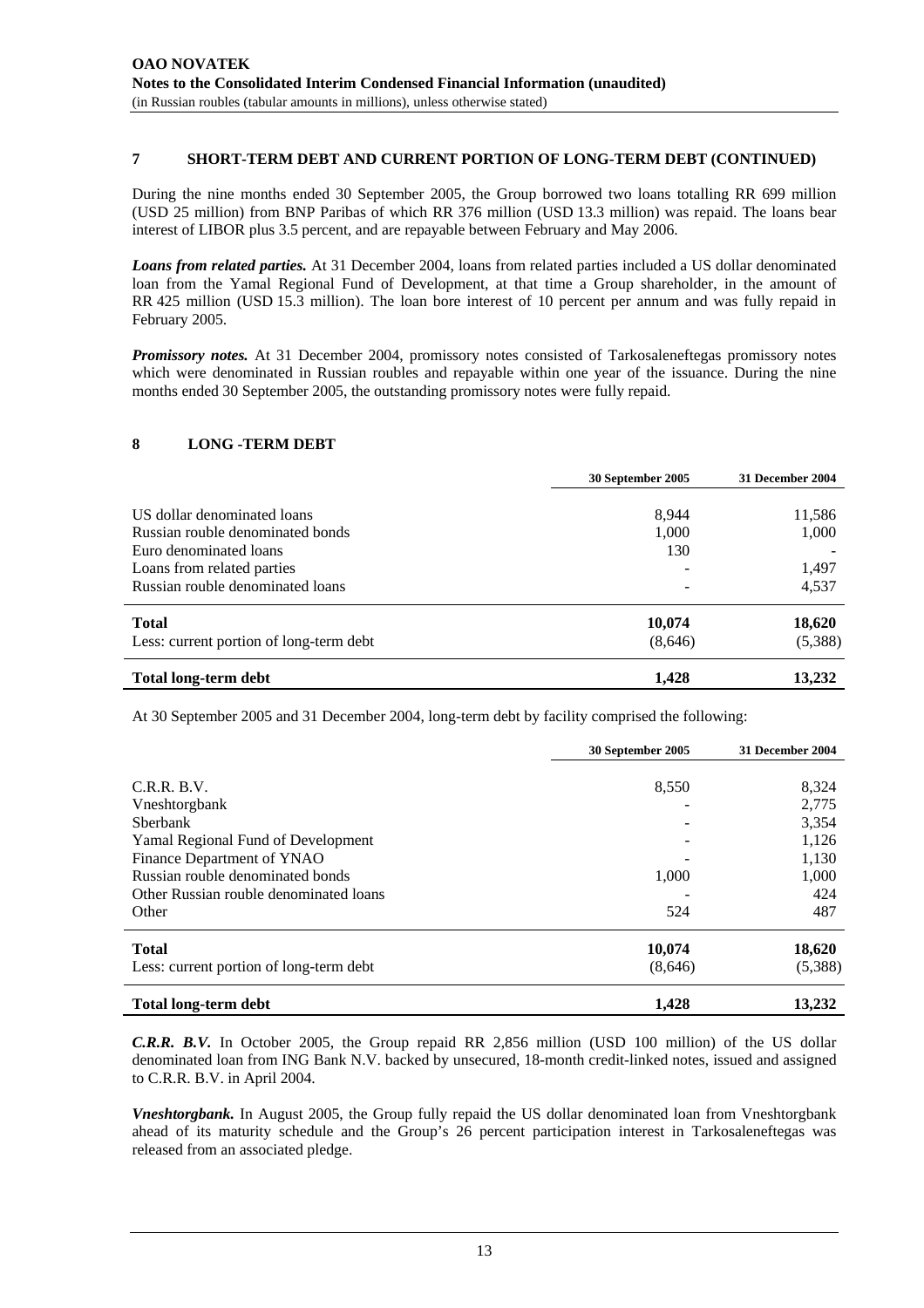## 7 SHORT-TERM DEBT AND CURRENT PORTION OF LONG-TERM DEBT (CONTINUED)

During the nine months ended 30 September 2005, the Group borrowed two loans totalling RR 699 million (USD 25 million) from BNP Paribas of which RR 376 million (USD 13.3 million) was repaid. The loans bear interest of LIBOR plus 3.5 percent, and are repayable between February and May 2006.

***Loans from related parties.*** At 31 December 2004, loans from related parties included a US dollar denominated loan from the Yamal Regional Fund of Development, at that time a Group shareholder, in the amount of RR 425 million (USD 15.3 million). The loan bore interest of 10 percent per annum and was fully repaid in February 2005.

***Promissory notes.*** At 31 December 2004, promissory notes consisted of Tarkosaleneftegas promissory notes which were denominated in Russian roubles and repayable within one year of the issuance. During the nine months ended 30 September 2005, the outstanding promissory notes were fully repaid.

## 8 LONG -TERM DEBT

| | 30 September 2005 | 31 December 2004 |
|---|---|---|
| US dollar denominated loans | 8,944 | 11,586 |
| Russian rouble denominated bonds | 1,000 | 1,000 |
| Euro denominated loans | 130 | - |
| Loans from related parties | - | 1,497 |
| Russian rouble denominated loans | - | 4,537 |
| **Total** | **10,074** | **18,620** |
| Less: current portion of long-term debt | (8,646) | (5,388) |
| **Total long-term debt** | **1,428** | **13,232** |

At 30 September 2005 and 31 December 2004, long-term debt by facility comprised the following:

| | 30 September 2005 | 31 December 2004 |
|---|---|---|
| C.R.R. B.V. | 8,550 | 8,324 |
| Vneshtorgbank | - | 2,775 |
| Sberbank | - | 3,354 |
| Yamal Regional Fund of Development | - | 1,126 |
| Finance Department of YNAO | - | 1,130 |
| Russian rouble denominated bonds | 1,000 | 1,000 |
| Other Russian rouble denominated loans | - | 424 |
| Other | 524 | 487 |
| **Total** | **10,074** | **18,620** |
| Less: current portion of long-term debt | (8,646) | (5,388) |
| **Total long-term debt** | **1,428** | **13,232** |

***C.R.R. B.V.*** In October 2005, the Group repaid RR 2,856 million (USD 100 million) of the US dollar denominated loan from ING Bank N.V. backed by unsecured, 18-month credit-linked notes, issued and assigned to C.R.R. B.V. in April 2004.

***Vneshtorgbank.*** In August 2005, the Group fully repaid the US dollar denominated loan from Vneshtorgbank ahead of its maturity schedule and the Group's 26 percent participation interest in Tarkosaleneftegas was released from an associated pledge.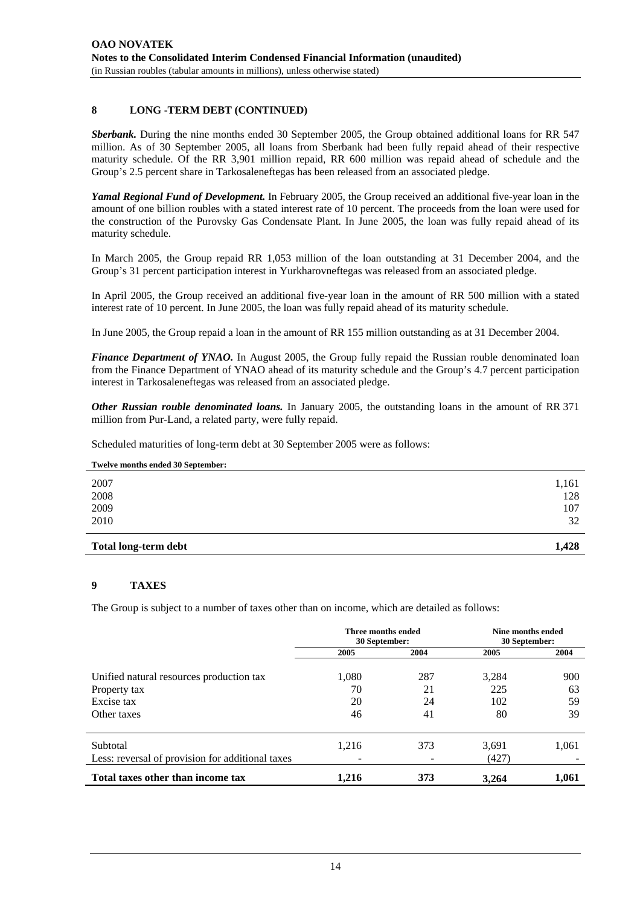## 8 LONG -TERM DEBT (CONTINUED)

***Sberbank.*** During the nine months ended 30 September 2005, the Group obtained additional loans for RR 547 million. As of 30 September 2005, all loans from Sberbank had been fully repaid ahead of their respective maturity schedule. Of the RR 3,901 million repaid, RR 600 million was repaid ahead of schedule and the Group's 2.5 percent share in Tarkosaleneftegas has been released from an associated pledge.

***Yamal Regional Fund of Development.*** In February 2005, the Group received an additional five-year loan in the amount of one billion roubles with a stated interest rate of 10 percent. The proceeds from the loan were used for the construction of the Purovsky Gas Condensate Plant. In June 2005, the loan was fully repaid ahead of its maturity schedule.

In March 2005, the Group repaid RR 1,053 million of the loan outstanding at 31 December 2004, and the Group's 31 percent participation interest in Yurkharovneftegas was released from an associated pledge.

In April 2005, the Group received an additional five-year loan in the amount of RR 500 million with a stated interest rate of 10 percent. In June 2005, the loan was fully repaid ahead of its maturity schedule.

In June 2005, the Group repaid a loan in the amount of RR 155 million outstanding as at 31 December 2004.

***Finance Department of YNAO.*** In August 2005, the Group fully repaid the Russian rouble denominated loan from the Finance Department of YNAO ahead of its maturity schedule and the Group's 4.7 percent participation interest in Tarkosaleneftegas was released from an associated pledge.

***Other Russian rouble denominated loans.*** In January 2005, the outstanding loans in the amount of RR 371 million from Pur-Land, a related party, were fully repaid.

Scheduled maturities of long-term debt at 30 September 2005 were as follows:

| Twelve months ended 30 September: | |
|---|---|
| 2007 | 1,161 |
| 2008 | 128 |
| 2009 | 107 |
| 2010 | 32 |
| **Total long-term debt** | **1,428** |

## 9 TAXES

The Group is subject to a number of taxes other than on income, which are detailed as follows:

| | Three months ended 30 September: | | Nine months ended 30 September: | |
|---|---|---|---|---|
| | 2005 | 2004 | 2005 | 2004 |
| Unified natural resources production tax | 1,080 | 287 | 3,284 | 900 |
| Property tax | 70 | 21 | 225 | 63 |
| Excise tax | 20 | 24 | 102 | 59 |
| Other taxes | 46 | 41 | 80 | 39 |
| Subtotal | 1,216 | 373 | 3,691 | 1,061 |
| Less: reversal of provision for additional taxes | - | - | (427) | - |
| **Total taxes other than income tax** | **1,216** | **373** | **3,264** | **1,061** |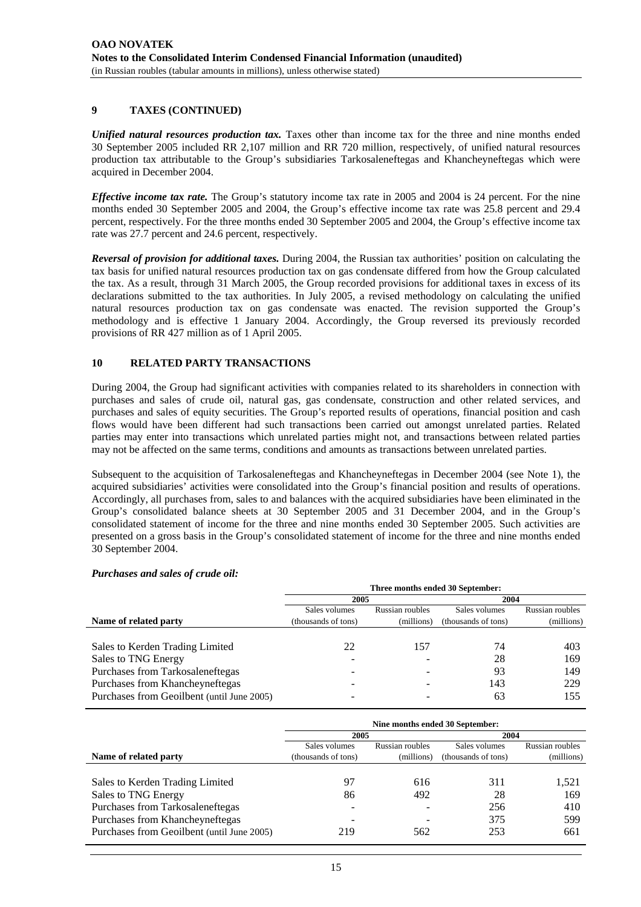## 9 TAXES (CONTINUED)

***Unified natural resources production tax.*** Taxes other than income tax for the three and nine months ended 30 September 2005 included RR 2,107 million and RR 720 million, respectively, of unified natural resources production tax attributable to the Group's subsidiaries Tarkosaleneftegas and Khancheyneftegas which were acquired in December 2004.

***Effective income tax rate.*** The Group's statutory income tax rate in 2005 and 2004 is 24 percent. For the nine months ended 30 September 2005 and 2004, the Group's effective income tax rate was 25.8 percent and 29.4 percent, respectively. For the three months ended 30 September 2005 and 2004, the Group's effective income tax rate was 27.7 percent and 24.6 percent, respectively.

***Reversal of provision for additional taxes.*** During 2004, the Russian tax authorities' position on calculating the tax basis for unified natural resources production tax on gas condensate differed from how the Group calculated the tax. As a result, through 31 March 2005, the Group recorded provisions for additional taxes in excess of its declarations submitted to the tax authorities. In July 2005, a revised methodology on calculating the unified natural resources production tax on gas condensate was enacted. The revision supported the Group's methodology and is effective 1 January 2004. Accordingly, the Group reversed its previously recorded provisions of RR 427 million as of 1 April 2005.

## 10 RELATED PARTY TRANSACTIONS

During 2004, the Group had significant activities with companies related to its shareholders in connection with purchases and sales of crude oil, natural gas, gas condensate, construction and other related services, and purchases and sales of equity securities. The Group's reported results of operations, financial position and cash flows would have been different had such transactions been carried out amongst unrelated parties. Related parties may enter into transactions which unrelated parties might not, and transactions between related parties may not be affected on the same terms, conditions and amounts as transactions between unrelated parties.

Subsequent to the acquisition of Tarkosaleneftegas and Khancheyneftegas in December 2004 (see Note 1), the acquired subsidiaries' activities were consolidated into the Group's financial position and results of operations. Accordingly, all purchases from, sales to and balances with the acquired subsidiaries have been eliminated in the Group's consolidated balance sheets at 30 September 2005 and 31 December 2004, and in the Group's consolidated statement of income for the three and nine months ended 30 September 2005. Such activities are presented on a gross basis in the Group's consolidated statement of income for the three and nine months ended 30 September 2004.

***Purchases and sales of crude oil:***

| | Three months ended 30 September: | | | |
|---|---|---|---|---|
| | 2005 | | 2004 | |
| Name of related party | Sales volumes (thousands of tons) | Russian roubles (millions) | Sales volumes (thousands of tons) | Russian roubles (millions) |
| Sales to Kerden Trading Limited | 22 | 157 | 74 | 403 |
| Sales to TNG Energy | - | - | 28 | 169 |
| Purchases from Tarkosaleneftegas | - | - | 93 | 149 |
| Purchases from Khancheyneftegas | - | - | 143 | 229 |
| Purchases from Geoilbent (until June 2005) | - | - | 63 | 155 |

| | Nine months ended 30 September: | | | |
|---|---|---|---|---|
| | 2005 | | 2004 | |
| Name of related party | Sales volumes (thousands of tons) | Russian roubles (millions) | Sales volumes (thousands of tons) | Russian roubles (millions) |
| Sales to Kerden Trading Limited | 97 | 616 | 311 | 1,521 |
| Sales to TNG Energy | 86 | 492 | 28 | 169 |
| Purchases from Tarkosaleneftegas | - | - | 256 | 410 |
| Purchases from Khancheyneftegas | - | - | 375 | 599 |
| Purchases from Geoilbent (until June 2005) | 219 | 562 | 253 | 661 |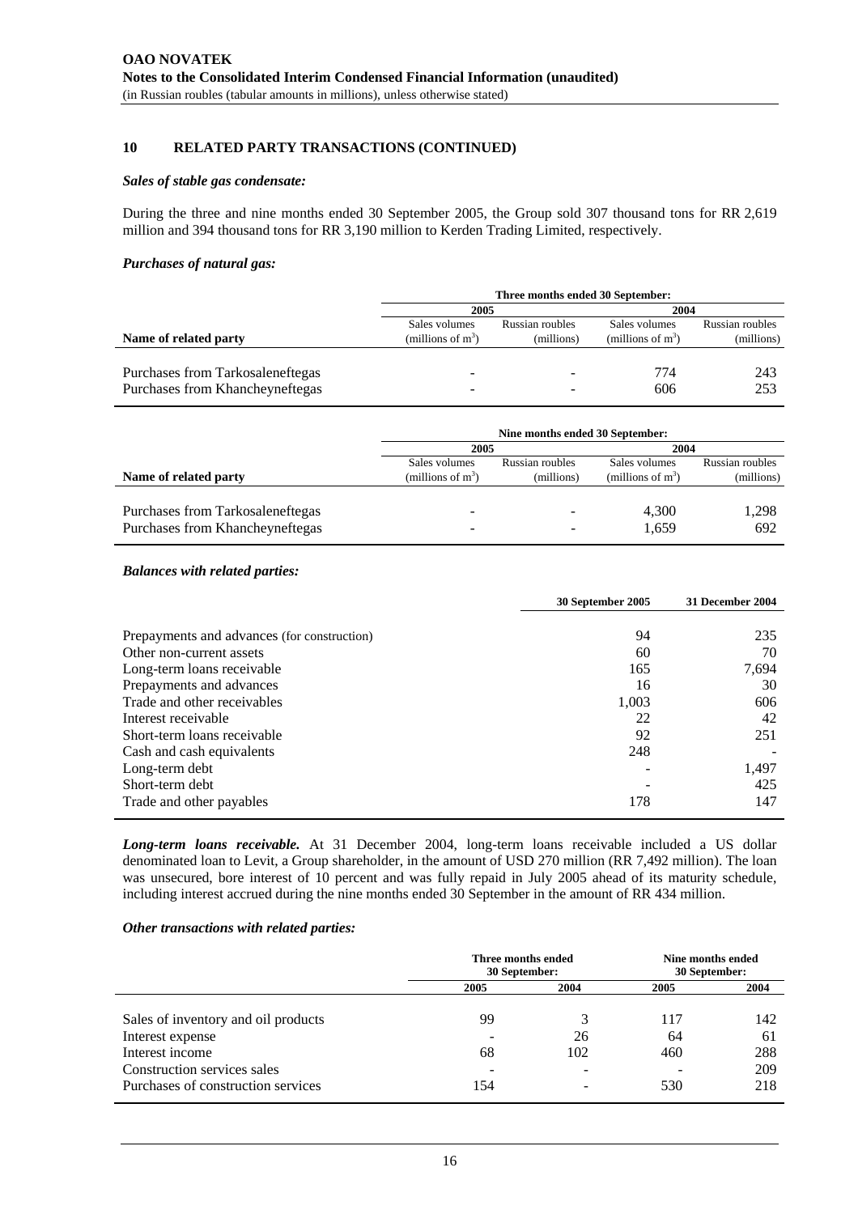## 10 RELATED PARTY TRANSACTIONS (CONTINUED)

***Sales of stable gas condensate:***

During the three and nine months ended 30 September 2005, the Group sold 307 thousand tons for RR 2,619 million and 394 thousand tons for RR 3,190 million to Kerden Trading Limited, respectively.

***Purchases of natural gas:***

| | Three months ended 30 September: | | | |
|---|---|---|---|---|
| | 2005 | | 2004 | |
| **Name of related party** | Sales volumes (millions of $m^3$) | Russian roubles (millions) | Sales volumes (millions of $m^3$) | Russian roubles (millions) |
| Purchases from Tarkosaleneftegas | - | - | 774 | 243 |
| Purchases from Khancheyneftegas | - | - | 606 | 253 |

| | Nine months ended 30 September: | | | |
|---|---|---|---|---|
| | 2005 | | 2004 | |
| **Name of related party** | Sales volumes (millions of $m^3$) | Russian roubles (millions) | Sales volumes (millions of $m^3$) | Russian roubles (millions) |
| Purchases from Tarkosaleneftegas | - | - | 4,300 | 1,298 |
| Purchases from Khancheyneftegas | - | - | 1,659 | 692 |

***Balances with related parties:***

| | 30 September 2005 | 31 December 2004 |
|---|---|---|
| Prepayments and advances (for construction) | 94 | 235 |
| Other non-current assets | 60 | 70 |
| Long-term loans receivable | 165 | 7,694 |
| Prepayments and advances | 16 | 30 |
| Trade and other receivables | 1,003 | 606 |
| Interest receivable | 22 | 42 |
| Short-term loans receivable | 92 | 251 |
| Cash and cash equivalents | 248 | - |
| Long-term debt | - | 1,497 |
| Short-term debt | - | 425 |
| Trade and other payables | 178 | 147 |

***Long-term loans receivable.*** At 31 December 2004, long-term loans receivable included a US dollar denominated loan to Levit, a Group shareholder, in the amount of USD 270 million (RR 7,492 million). The loan was unsecured, bore interest of 10 percent and was fully repaid in July 2005 ahead of its maturity schedule, including interest accrued during the nine months ended 30 September in the amount of RR 434 million.

***Other transactions with related parties:***

| | Three months ended 30 September: | | Nine months ended 30 September: | |
|---|---|---|---|---|
| | 2005 | 2004 | 2005 | 2004 |
| Sales of inventory and oil products | 99 | 3 | 117 | 142 |
| Interest expense | - | 26 | 64 | 61 |
| Interest income | 68 | 102 | 460 | 288 |
| Construction services sales | - | - | - | 209 |
| Purchases of construction services | 154 | - | 530 | 218 |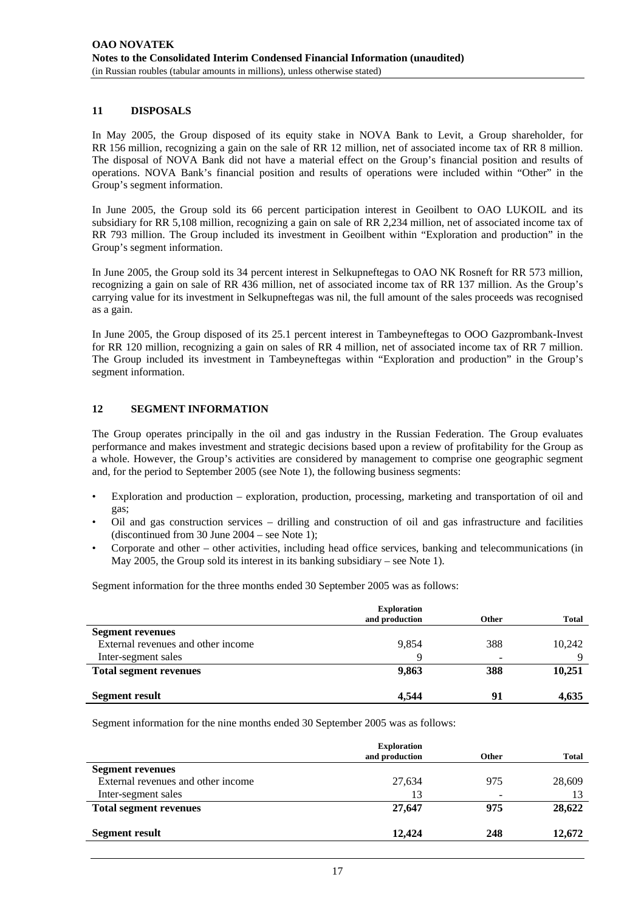## 11 DISPOSALS

In May 2005, the Group disposed of its equity stake in NOVA Bank to Levit, a Group shareholder, for RR 156 million, recognizing a gain on the sale of RR 12 million, net of associated income tax of RR 8 million. The disposal of NOVA Bank did not have a material effect on the Group's financial position and results of operations. NOVA Bank's financial position and results of operations were included within "Other" in the Group's segment information.

In June 2005, the Group sold its 66 percent participation interest in Geoilbent to OAO LUKOIL and its subsidiary for RR 5,108 million, recognizing a gain on sale of RR 2,234 million, net of associated income tax of RR 793 million. The Group included its investment in Geoilbent within "Exploration and production" in the Group's segment information.

In June 2005, the Group sold its 34 percent interest in Selkupneftegas to OAO NK Rosneft for RR 573 million, recognizing a gain on sale of RR 436 million, net of associated income tax of RR 137 million. As the Group's carrying value for its investment in Selkupneftegas was nil, the full amount of the sales proceeds was recognised as a gain.

In June 2005, the Group disposed of its 25.1 percent interest in Tambeyneftegas to OOO Gazprombank-Invest for RR 120 million, recognizing a gain on sales of RR 4 million, net of associated income tax of RR 7 million. The Group included its investment in Tambeyneftegas within "Exploration and production" in the Group's segment information.

## 12 SEGMENT INFORMATION

The Group operates principally in the oil and gas industry in the Russian Federation. The Group evaluates performance and makes investment and strategic decisions based upon a review of profitability for the Group as a whole. However, the Group's activities are considered by management to comprise one geographic segment and, for the period to September 2005 (see Note 1), the following business segments:

- Exploration and production – exploration, production, processing, marketing and transportation of oil and gas;
- Oil and gas construction services – drilling and construction of oil and gas infrastructure and facilities (discontinued from 30 June 2004 – see Note 1);
- Corporate and other – other activities, including head office services, banking and telecommunications (in May 2005, the Group sold its interest in its banking subsidiary – see Note 1).

Segment information for the three months ended 30 September 2005 was as follows:

| | Exploration and production | Other | Total |
|---|---|---|---|
| **Segment revenues** | | | |
| External revenues and other income | 9,854 | 388 | 10,242 |
| Inter-segment sales | 9 | - | 9 |
| **Total segment revenues** | **9,863** | **388** | **10,251** |
| **Segment result** | **4,544** | **91** | **4,635** |

Segment information for the nine months ended 30 September 2005 was as follows:

| | Exploration and production | Other | Total |
|---|---|---|---|
| **Segment revenues** | | | |
| External revenues and other income | 27,634 | 975 | 28,609 |
| Inter-segment sales | 13 | - | 13 |
| **Total segment revenues** | **27,647** | **975** | **28,622** |
| **Segment result** | **12,424** | **248** | **12,672** |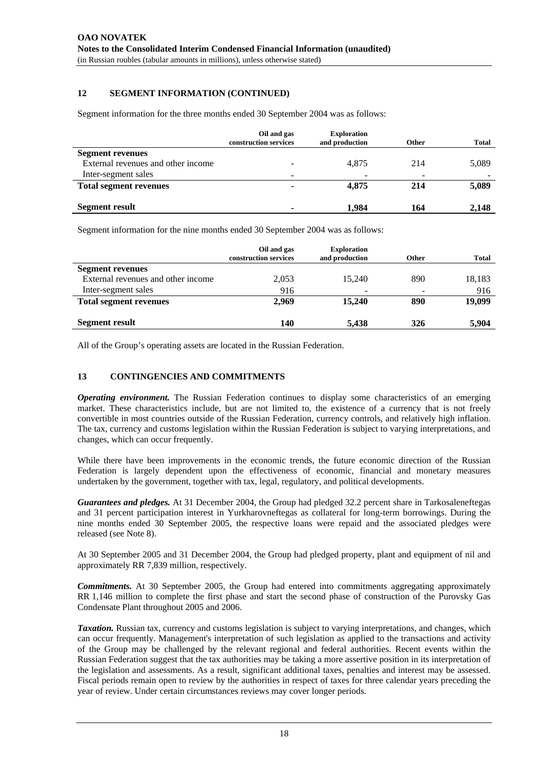## 12 SEGMENT INFORMATION (CONTINUED)

Segment information for the three months ended 30 September 2004 was as follows:

| | Oil and gas construction services | Exploration and production | Other | Total |
|---|---|---|---|---|
| **Segment revenues** | | | | |
| External revenues and other income | - | 4,875 | 214 | 5,089 |
| Inter-segment sales | - | - | - | - |
| **Total segment revenues** | **-** | **4,875** | **214** | **5,089** |
| **Segment result** | **-** | **1,984** | **164** | **2,148** |

Segment information for the nine months ended 30 September 2004 was as follows:

| | Oil and gas construction services | Exploration and production | Other | Total |
|---|---|---|---|---|
| **Segment revenues** | | | | |
| External revenues and other income | 2,053 | 15,240 | 890 | 18,183 |
| Inter-segment sales | 916 | - | - | 916 |
| **Total segment revenues** | **2,969** | **15,240** | **890** | **19,099** |
| **Segment result** | **140** | **5,438** | **326** | **5,904** |

All of the Group's operating assets are located in the Russian Federation.

## 13 CONTINGENCIES AND COMMITMENTS

***Operating environment.*** The Russian Federation continues to display some characteristics of an emerging market. These characteristics include, but are not limited to, the existence of a currency that is not freely convertible in most countries outside of the Russian Federation, currency controls, and relatively high inflation. The tax, currency and customs legislation within the Russian Federation is subject to varying interpretations, and changes, which can occur frequently.

While there have been improvements in the economic trends, the future economic direction of the Russian Federation is largely dependent upon the effectiveness of economic, financial and monetary measures undertaken by the government, together with tax, legal, regulatory, and political developments.

***Guarantees and pledges.*** At 31 December 2004, the Group had pledged 32.2 percent share in Tarkosaleneftegas and 31 percent participation interest in Yurkharovneftegas as collateral for long-term borrowings. During the nine months ended 30 September 2005, the respective loans were repaid and the associated pledges were released (see Note 8).

At 30 September 2005 and 31 December 2004, the Group had pledged property, plant and equipment of nil and approximately RR 7,839 million, respectively.

***Commitments.*** At 30 September 2005, the Group had entered into commitments aggregating approximately RR 1,146 million to complete the first phase and start the second phase of construction of the Purovsky Gas Condensate Plant throughout 2005 and 2006.

***Taxation.*** Russian tax, currency and customs legislation is subject to varying interpretations, and changes, which can occur frequently. Management's interpretation of such legislation as applied to the transactions and activity of the Group may be challenged by the relevant regional and federal authorities. Recent events within the Russian Federation suggest that the tax authorities may be taking a more assertive position in its interpretation of the legislation and assessments. As a result, significant additional taxes, penalties and interest may be assessed. Fiscal periods remain open to review by the authorities in respect of taxes for three calendar years preceding the year of review. Under certain circumstances reviews may cover longer periods.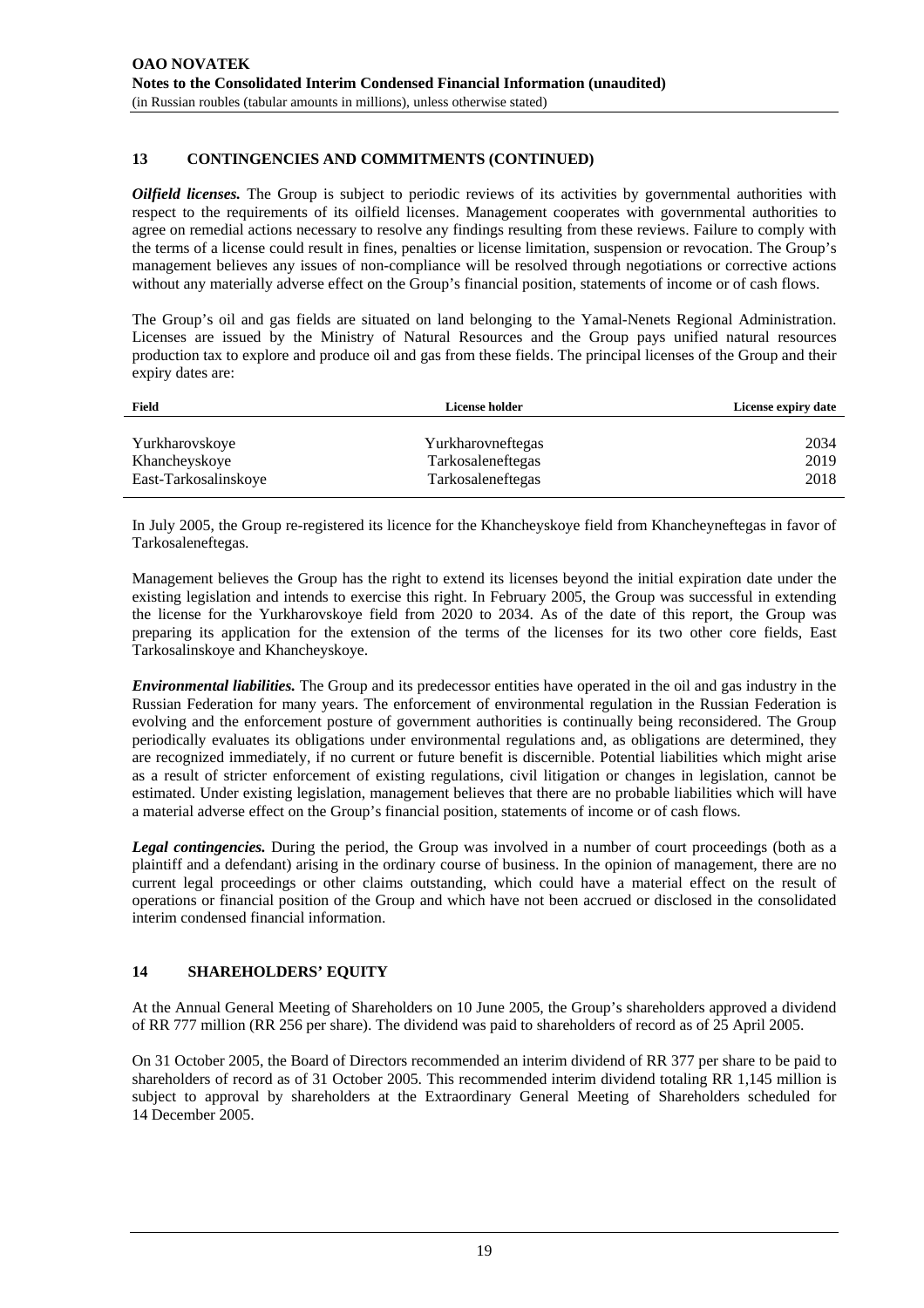## 13 CONTINGENCIES AND COMMITMENTS (CONTINUED)

***Oilfield licenses.*** The Group is subject to periodic reviews of its activities by governmental authorities with respect to the requirements of its oilfield licenses. Management cooperates with governmental authorities to agree on remedial actions necessary to resolve any findings resulting from these reviews. Failure to comply with the terms of a license could result in fines, penalties or license limitation, suspension or revocation. The Group's management believes any issues of non-compliance will be resolved through negotiations or corrective actions without any materially adverse effect on the Group's financial position, statements of income or of cash flows.

The Group's oil and gas fields are situated on land belonging to the Yamal-Nenets Regional Administration. Licenses are issued by the Ministry of Natural Resources and the Group pays unified natural resources production tax to explore and produce oil and gas from these fields. The principal licenses of the Group and their expiry dates are:

| Field | License holder | License expiry date |
|---|---|---|
| Yurkharovskoye | Yurkharovneftegas | 2034 |
| Khancheyskoye | Tarkosaleneftegas | 2019 |
| East-Tarkosalinskoye | Tarkosaleneftegas | 2018 |

In July 2005, the Group re-registered its licence for the Khancheyskoye field from Khancheyneftegas in favor of Tarkosaleneftegas.

Management believes the Group has the right to extend its licenses beyond the initial expiration date under the existing legislation and intends to exercise this right. In February 2005, the Group was successful in extending the license for the Yurkharovskoye field from 2020 to 2034. As of the date of this report, the Group was preparing its application for the extension of the terms of the licenses for its two other core fields, East Tarkosalinskoye and Khancheyskoye.

***Environmental liabilities.*** The Group and its predecessor entities have operated in the oil and gas industry in the Russian Federation for many years. The enforcement of environmental regulation in the Russian Federation is evolving and the enforcement posture of government authorities is continually being reconsidered. The Group periodically evaluates its obligations under environmental regulations and, as obligations are determined, they are recognized immediately, if no current or future benefit is discernible. Potential liabilities which might arise as a result of stricter enforcement of existing regulations, civil litigation or changes in legislation, cannot be estimated. Under existing legislation, management believes that there are no probable liabilities which will have a material adverse effect on the Group's financial position, statements of income or of cash flows.

***Legal contingencies.*** During the period, the Group was involved in a number of court proceedings (both as a plaintiff and a defendant) arising in the ordinary course of business. In the opinion of management, there are no current legal proceedings or other claims outstanding, which could have a material effect on the result of operations or financial position of the Group and which have not been accrued or disclosed in the consolidated interim condensed financial information.

## 14 SHAREHOLDERS' EQUITY

At the Annual General Meeting of Shareholders on 10 June 2005, the Group's shareholders approved a dividend of RR 777 million (RR 256 per share). The dividend was paid to shareholders of record as of 25 April 2005.

On 31 October 2005, the Board of Directors recommended an interim dividend of RR 377 per share to be paid to shareholders of record as of 31 October 2005. This recommended interim dividend totaling RR 1,145 million is subject to approval by shareholders at the Extraordinary General Meeting of Shareholders scheduled for 14 December 2005.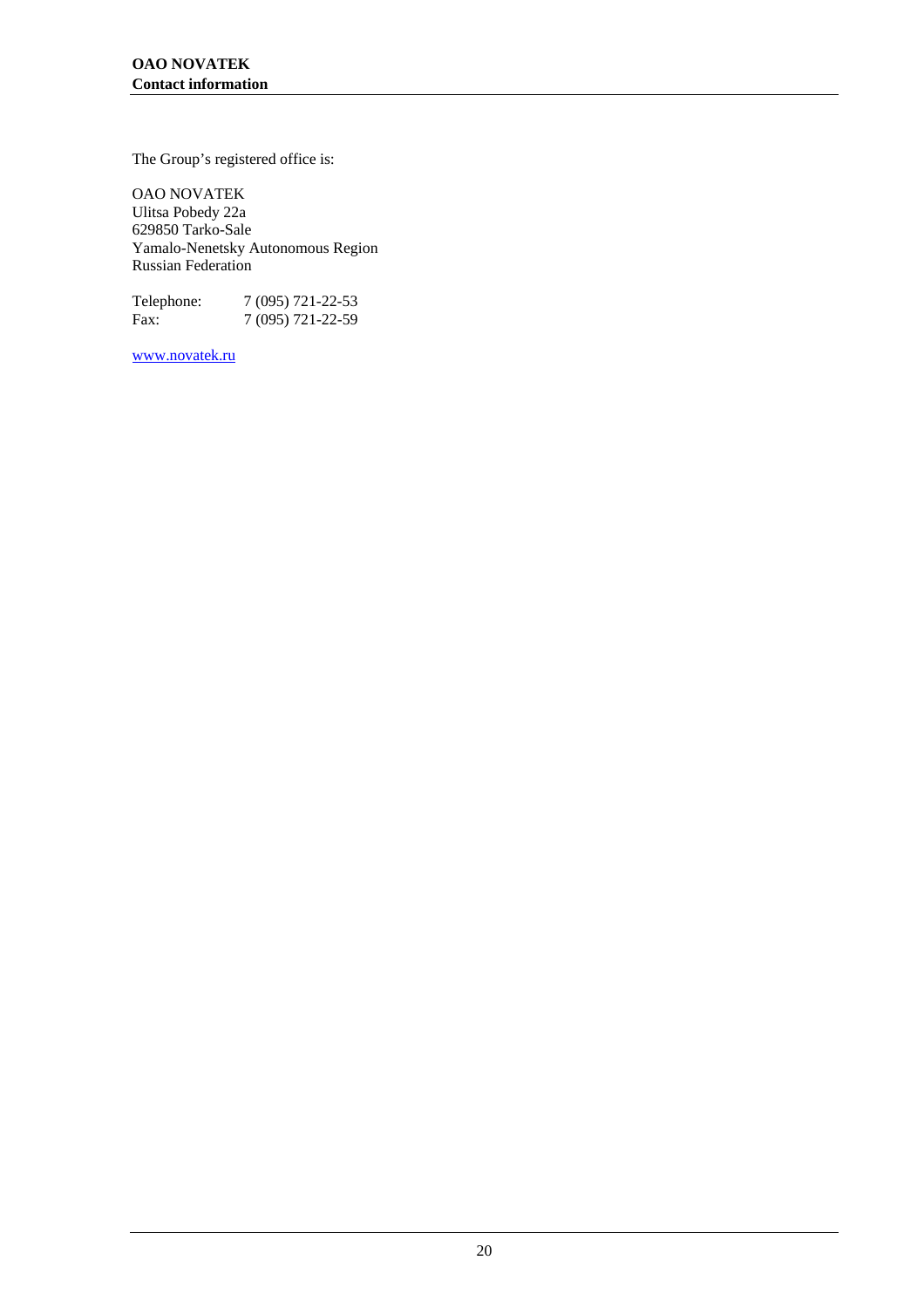The Group's registered office is:

OAO NOVATEK
Ulitsa Pobedy 22a
629850 Tarko-Sale
Yamalo-Nenetsky Autonomous Region
Russian Federation

| | |
|---|---|
| Telephone: | 7 (095) 721-22-53 |
| Fax: | 7 (095) 721-22-59 |

www.novatek.ru